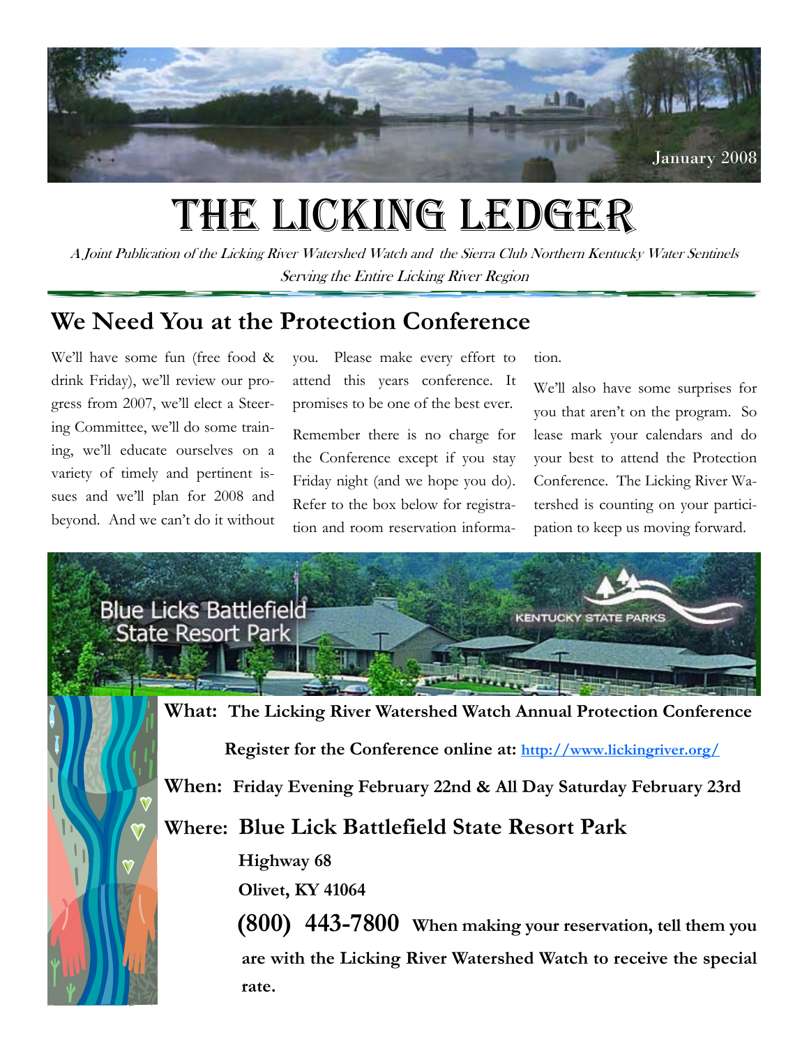January 2008

# The Licking Ledger

*A Joint Publication of the Licking River Watershed Watch and the Sierra Club Northern Kentucky Water Sentinels*

*Serving the Entire Licking River Region*

## We Need You at the Protection Conference

We'll have some fun (free food & drink Friday), we'll review our progress from 2007, we'll elect a Steering Committee, we'll do some training, we'll educate ourselves on a variety of timely and pertinent issues and we'll plan for 2008 and beyond. And we can't do it without you. Please make every effort to attend this years conference. It promises to be one of the best ever.

Remember there is no charge for the Conference except if you stay Friday night (and we hope you do). Refer to the box below for registration and room reservation information.

We'll also have some surprises for you that aren't on the program. So lease mark your calendars and do your best to attend the Protection Conference. The Licking River Watershed is counting on your participation to keep us moving forward.

Blue Licks Battlefield State Resort Park

KENTUCKY STATE PARKS

**What: The Licking River Watershed Watch Annual Protection Conference**

**Register for the Conference online at: [http://www.lickingriver.org/](http://www.lickingriver.org/)**

**When: Friday Evening February 22nd & All Day Saturday February 23rd**

**Where: Blue Lick Battlefield State Resort Park**

**Highway 68**

**Olivet, KY 41064**

**(800) 443-7800 When making your reservation, tell them you are with the Licking River Watershed Watch to receive the special rate.**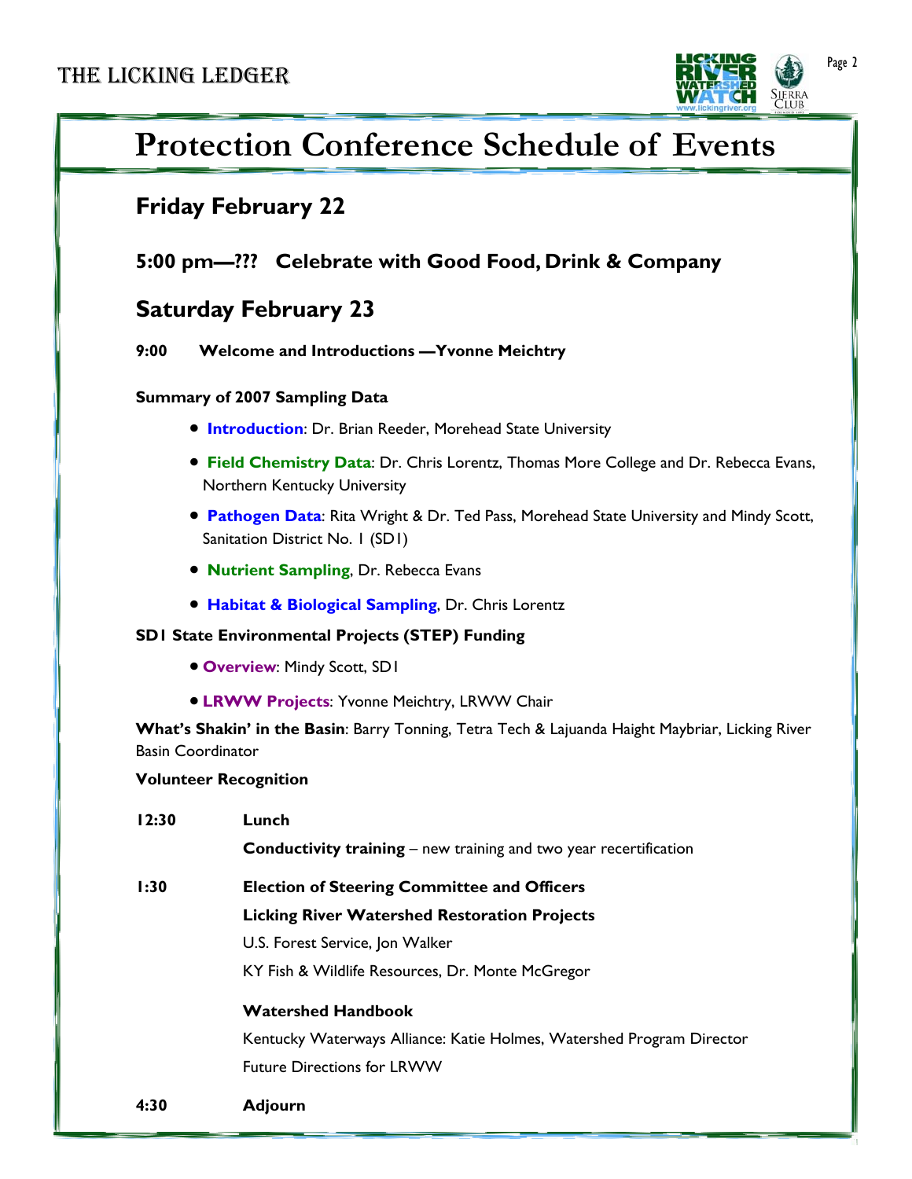# Protection Conference Schedule of Events

## Friday February 22

### 5:00 pm—??? Celebrate with Good Food, Drink & Company

## Saturday February 23

**9:00 Welcome and Introductions —Yvonne Meichtry**

**Summary of 2007 Sampling Data**

- **Introduction**: Dr. Brian Reeder, Morehead State University
- **Field Chemistry Data**: Dr. Chris Lorentz, Thomas More College and Dr. Rebecca Evans, Northern Kentucky University
- **Pathogen Data**: Rita Wright & Dr. Ted Pass, Morehead State University and Mindy Scott, Sanitation District No. 1 (SD1)
- **Nutrient Sampling**, Dr. Rebecca Evans
- **Habitat & Biological Sampling**, Dr. Chris Lorentz

**SD1 State Environmental Projects (STEP) Funding**

- **Overview**: Mindy Scott, SD1
- **LRWW Projects**: Yvonne Meichtry, LRWW Chair

**What's Shakin' in the Basin**: Barry Tonning, Tetra Tech & Lajuanda Haight Maybriar, Licking River Basin Coordinator

**Volunteer Recognition**

**12:30 Lunch**

**Conductivity training** – new training and two year recertification

**1:30 Election of Steering Committee and Officers**

**Licking River Watershed Restoration Projects**

U.S. Forest Service, Jon Walker

KY Fish & Wildlife Resources, Dr. Monte McGregor

**Watershed Handbook**

Kentucky Waterways Alliance: Katie Holmes, Watershed Program Director

Future Directions for LRWW

**4:30 Adjourn**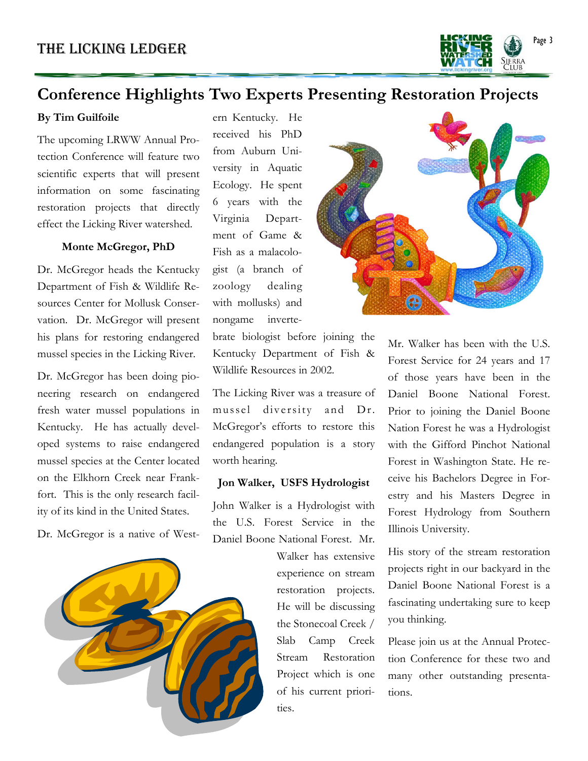# Conference Highlights Two Experts Presenting Restoration Projects

**By Tim Guilfoile**

The upcoming LRWW Annual Protection Conference will feature two scientific experts that will present information on some fascinating restoration projects that directly effect the Licking River watershed.

### Monte McGregor, PhD

Dr. McGregor heads the Kentucky Department of Fish & Wildlife Resources Center for Mollusk Conservation. Dr. McGregor will present his plans for restoring endangered mussel species in the Licking River.

Dr. McGregor has been doing pioneering research on endangered fresh water mussel populations in Kentucky. He has actually developed systems to raise endangered mussel species at the Center located on the Elkhorn Creek near Frankfort. This is the only research facility of its kind in the United States.

Dr. McGregor is a native of Western Kentucky. He received his PhD from Auburn University in Aquatic Ecology. He spent 6 years with the Virginia Department of Game & Fish as a malacologist (a branch of zoology dealing with mollusks) and nongame invertebrate biologist before joining the Kentucky Department of Fish & Wildlife Resources in 2002.

The Licking River was a treasure of mussel diversity and Dr. McGregor's efforts to restore this endangered population is a story worth hearing.

### Jon Walker, USFS Hydrologist

John Walker is a Hydrologist with the U.S. Forest Service in the Daniel Boone National Forest. Mr. Walker has extensive experience on stream restoration projects. He will be discussing the Stonecoal Creek / Slab Camp Creek Stream Restoration Project which is one of his current priorities.

Mr. Walker has been with the U.S. Forest Service for 24 years and 17 of those years have been in the Daniel Boone National Forest. Prior to joining the Daniel Boone Nation Forest he was a Hydrologist with the Gifford Pinchot National Forest in Washington State. He receive his Bachelors Degree in Forestry and his Masters Degree in Forest Hydrology from Southern Illinois University.

His story of the stream restoration projects right in our backyard in the Daniel Boone National Forest is a fascinating undertaking sure to keep you thinking.

Please join us at the Annual Protection Conference for these two and many other outstanding presentations.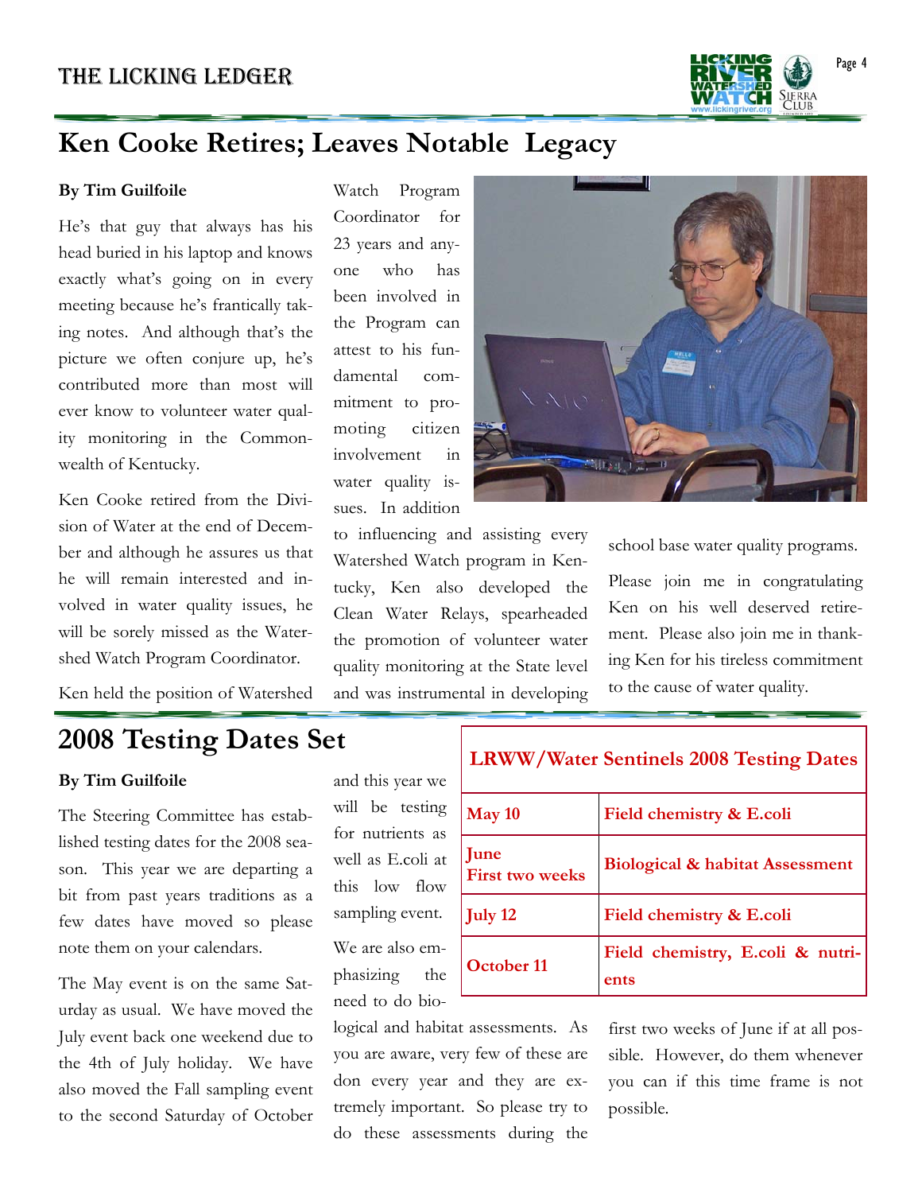## Ken Cooke Retires; Leaves Notable Legacy

**By Tim Guilfoile**

He's that guy that always has his head buried in his laptop and knows exactly what's going on in every meeting because he's frantically taking notes. And although that's the picture we often conjure up, he's contributed more than most will ever know to volunteer water quality monitoring in the Commonwealth of Kentucky.

Ken Cooke retired from the Division of Water at the end of December and although he assures us that he will remain interested and involved in water quality issues, he will be sorely missed as the Watershed Watch Program Coordinator.

Ken held the position of Watershed Watch Program Coordinator for 23 years and anyone who has been involved in the Program can attest to his fundamental commitment to promoting citizen involvement in water quality issues. In addition to influencing and assisting every Watershed Watch program in Kentucky, Ken also developed the Clean Water Relays, spearheaded the promotion of volunteer water quality monitoring at the State level and was instrumental in developing school base water quality programs.

Please join me in congratulating Ken on his well deserved retirement. Please also join me in thanking Ken for his tireless commitment to the cause of water quality.

## 2008 Testing Dates Set

**By Tim Guilfoile**

The Steering Committee has established testing dates for the 2008 season. This year we are departing a bit from past years traditions as a few dates have moved so please note them on your calendars.

The May event is on the same Saturday as usual. We have moved the July event back one weekend due to the 4th of July holiday. We have also moved the Fall sampling event to the second Saturday of October and this year we will be testing for nutrients as well as E.coli at this low flow sampling event.

We are also emphasizing the need to do biological and habitat assessments. As you are aware, very few of these are don every year and they are extremely important. So please try to do these assessments during the first two weeks of June if at all possible. However, do them whenever you can if this time frame is not possible.

| LRWW/Water Sentinels 2008 Testing Dates | |
|---|---|
| **May 10** | **Field chemistry & E.coli** |
| **June First two weeks** | **Biological & habitat Assessment** |
| **July 12** | **Field chemistry & E.coli** |
| **October 11** | **Field chemistry, E.coli & nutrients** |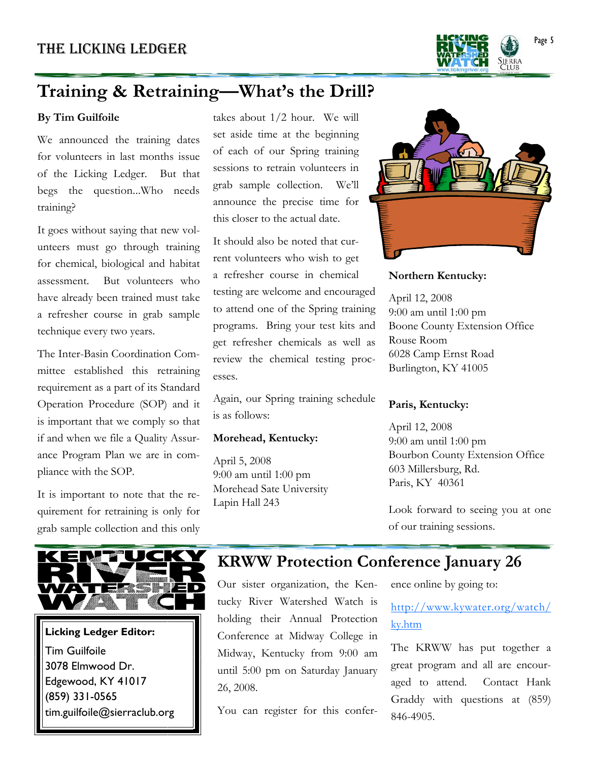## Training & Retraining—What's the Drill?

**By Tim Guilfoile**

We announced the training dates for volunteers in last months issue of the Licking Ledger. But that begs the question...Who needs training?

It goes without saying that new volunteers must go through training for chemical, biological and habitat assessment. But volunteers who have already been trained must take a refresher course in grab sample technique every two years.

The Inter-Basin Coordination Committee established this retraining requirement as a part of its Standard Operation Procedure (SOP) and it is important that we comply so that if and when we file a Quality Assurance Program Plan we are in compliance with the SOP.

It is important to note that the requirement for retraining is only for grab sample collection and this only takes about 1/2 hour. We will set aside time at the beginning of each of our Spring training sessions to retrain volunteers in grab sample collection. We'll announce the precise time for this closer to the actual date.

It should also be noted that current volunteers who wish to get a refresher course in chemical testing are welcome and encouraged to attend one of the Spring training programs. Bring your test kits and get refresher chemicals as well as review the chemical testing processes.

Again, our Spring training schedule is as follows:

**Morehead, Kentucky:**

April 5, 2008
9:00 am until 1:00 pm
Morehead Sate University
Lapin Hall 243

**Northern Kentucky:**

April 12, 2008
9:00 am until 1:00 pm
Boone County Extension Office
Rouse Room
6028 Camp Ernst Road
Burlington, KY 41005

**Paris, Kentucky:**

April 12, 2008
9:00 am until 1:00 pm
Bourbon County Extension Office
603 Millersburg, Rd.
Paris, KY 40361

Look forward to seeing you at one of our training sessions.

## KRWW Protection Conference January 26

Our sister organization, the Kentucky River Watershed Watch is holding their Annual Protection Conference at Midway College in Midway, Kentucky from 9:00 am until 5:00 pm on Saturday January 26, 2008.

You can register for this conference online by going to:

http://www.kywater.org/watch/ky.htm

The KRWW has put together a great program and all are encouraged to attend. Contact Hank Graddy with questions at (859) 846-4905.

**Licking Ledger Editor:**
Tim Guilfoile
3078 Elmwood Dr.
Edgewood, KY 41017
(859) 331-0565
tim.guilfoile@sierraclub.org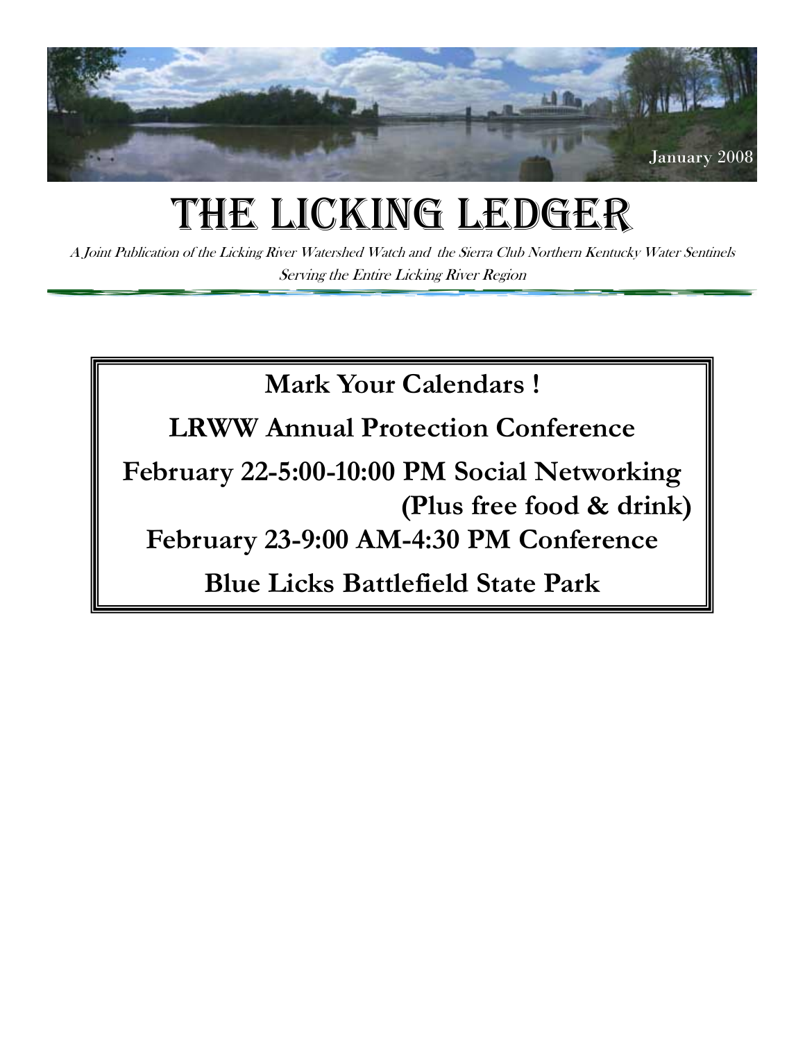January 2008

# The Licking Ledger

*A Joint Publication of the Licking River Watershed Watch and the Sierra Club Northern Kentucky Water Sentinels*

*Serving the Entire Licking River Region*

**Mark Your Calendars !**

**LRWW Annual Protection Conference**

**February 22-5:00-10:00 PM Social Networking (Plus free food & drink)**

**February 23-9:00 AM-4:30 PM Conference**

**Blue Licks Battlefield State Park**